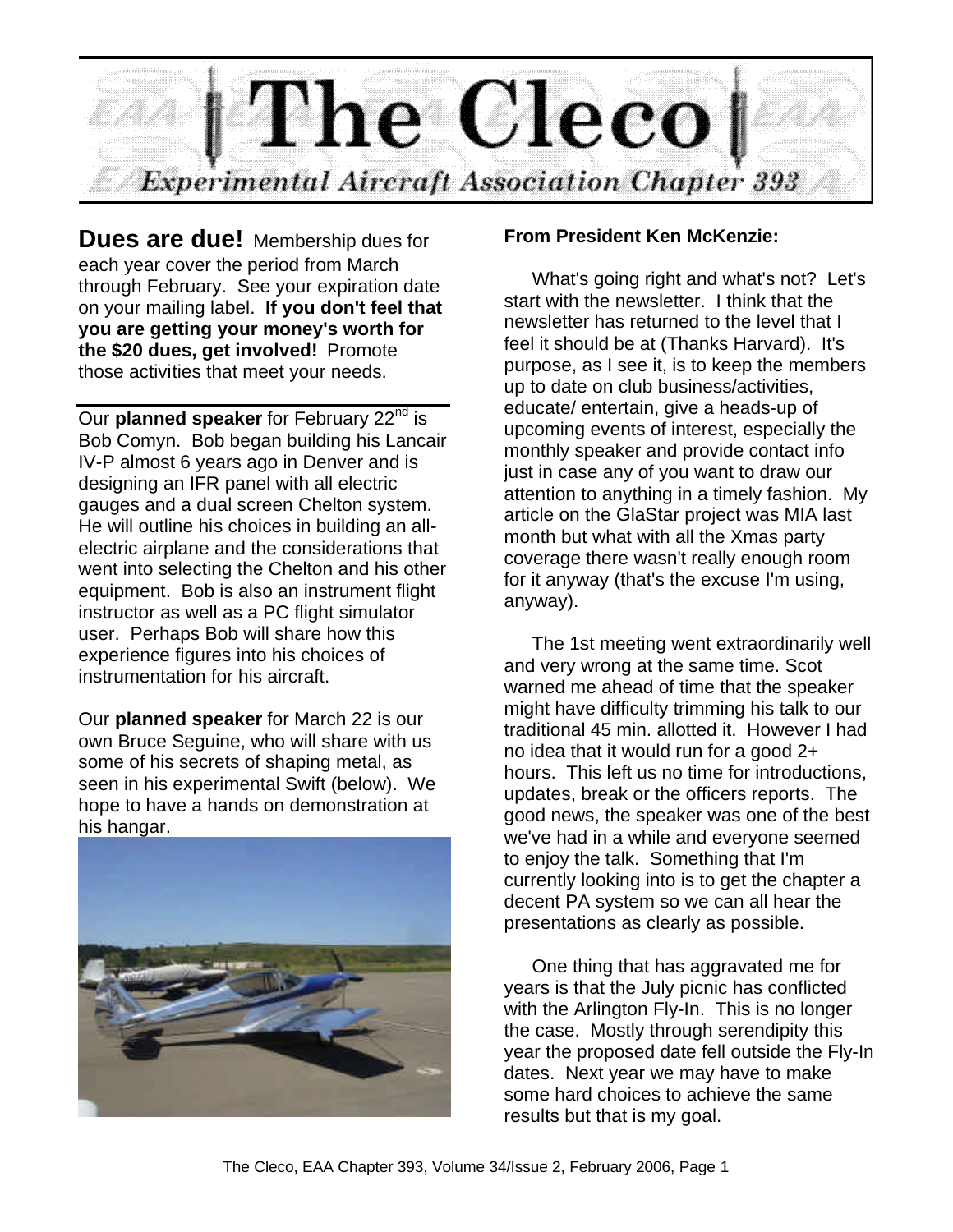# The Cleco

## Experimental Aircraft Association Chapter 393

**Dues are due!** Membership dues for each year cover the period from March through February. See your expiration date on your mailing label. **If you don't feel that you are getting your money's worth for the $20 dues, get involved!** Promote those activities that meet your needs.

---

Our **planned speaker** for February 22nd is Bob Comyn. Bob began building his Lancair IV-P almost 6 years ago in Denver and is designing an IFR panel with all electric gauges and a dual screen Chelton system. He will outline his choices in building an all-electric airplane and the considerations that went into selecting the Chelton and his other equipment. Bob is also an instrument flight instructor as well as a PC flight simulator user. Perhaps Bob will share how this experience figures into his choices of instrumentation for his aircraft.

Our **planned speaker** for March 22 is our own Bruce Seguine, who will share with us some of his secrets of shaping metal, as seen in his experimental Swift (below). We hope to have a hands on demonstration at his hangar.

**From President Ken McKenzie:**

What's going right and what's not? Let's start with the newsletter. I think that the newsletter has returned to the level that I feel it should be at (Thanks Harvard). It's purpose, as I see it, is to keep the members up to date on club business/activities, educate/ entertain, give a heads-up of upcoming events of interest, especially the monthly speaker and provide contact info just in case any of you want to draw our attention to anything in a timely fashion. My article on the GlaStar project was MIA last month but what with all the Xmas party coverage there wasn't really enough room for it anyway (that's the excuse I'm using, anyway).

The 1st meeting went extraordinarily well and very wrong at the same time. Scot warned me ahead of time that the speaker might have difficulty trimming his talk to our traditional 45 min. allotted it. However I had no idea that it would run for a good 2+ hours. This left us no time for introductions, updates, break or the officers reports. The good news, the speaker was one of the best we've had in a while and everyone seemed to enjoy the talk. Something that I'm currently looking into is to get the chapter a decent PA system so we can all hear the presentations as clearly as possible.

One thing that has aggravated me for years is that the July picnic has conflicted with the Arlington Fly-In. This is no longer the case. Mostly through serendipity this year the proposed date fell outside the Fly-In dates. Next year we may have to make some hard choices to achieve the same results but that is my goal.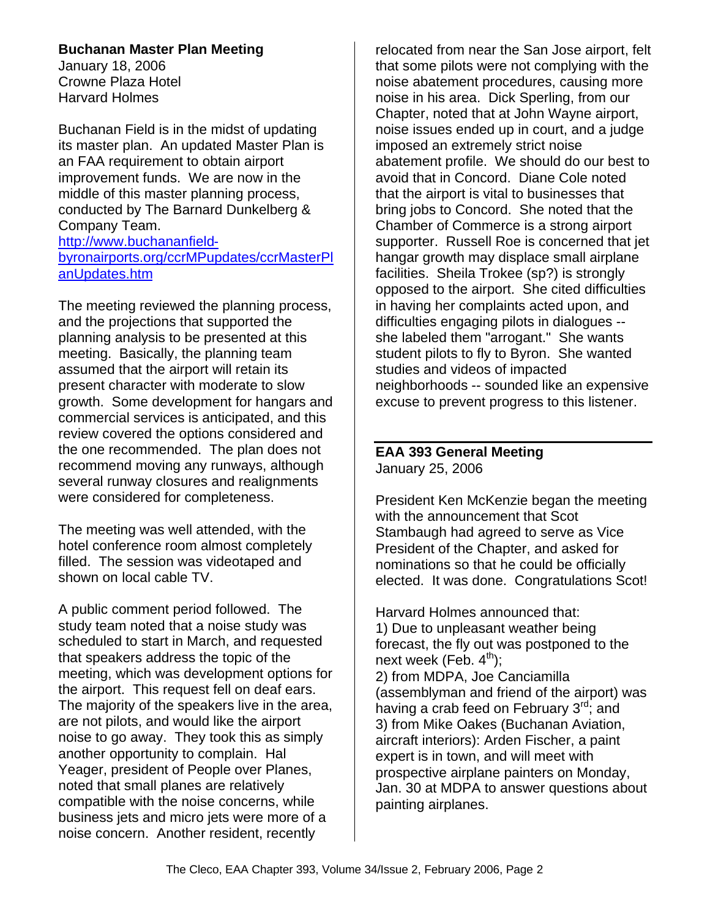## Buchanan Master Plan Meeting

January 18, 2006
Crowne Plaza Hotel
Harvard Holmes

Buchanan Field is in the midst of updating its master plan. An updated Master Plan is an FAA requirement to obtain airport improvement funds. We are now in the middle of this master planning process, conducted by The Barnard Dunkelberg & Company Team.
http://www.buchananfield-byronairports.org/ccrMPupdates/ccrMasterPlanUpdates.htm

The meeting reviewed the planning process, and the projections that supported the planning analysis to be presented at this meeting. Basically, the planning team assumed that the airport will retain its present character with moderate to slow growth. Some development for hangars and commercial services is anticipated, and this review covered the options considered and the one recommended. The plan does not recommend moving any runways, although several runway closures and realignments were considered for completeness.

The meeting was well attended, with the hotel conference room almost completely filled. The session was videotaped and shown on local cable TV.

A public comment period followed. The study team noted that a noise study was scheduled to start in March, and requested that speakers address the topic of the meeting, which was development options for the airport. This request fell on deaf ears. The majority of the speakers live in the area, are not pilots, and would like the airport noise to go away. They took this as simply another opportunity to complain. Hal Yeager, president of People over Planes, noted that small planes are relatively compatible with the noise concerns, while business jets and micro jets were more of a noise concern. Another resident, recently relocated from near the San Jose airport, felt that some pilots were not complying with the noise abatement procedures, causing more noise in his area. Dick Sperling, from our Chapter, noted that at John Wayne airport, noise issues ended up in court, and a judge imposed an extremely strict noise abatement profile. We should do our best to avoid that in Concord. Diane Cole noted that the airport is vital to businesses that bring jobs to Concord. She noted that the Chamber of Commerce is a strong airport supporter. Russell Roe is concerned that jet hangar growth may displace small airplane facilities. Sheila Trokee (sp?) is strongly opposed to the airport. She cited difficulties in having her complaints acted upon, and difficulties engaging pilots in dialogues -- she labeled them "arrogant." She wants student pilots to fly to Byron. She wanted studies and videos of impacted neighborhoods -- sounded like an expensive excuse to prevent progress to this listener.

## EAA 393 General Meeting

January 25, 2006

President Ken McKenzie began the meeting with the announcement that Scot Stambaugh had agreed to serve as Vice President of the Chapter, and asked for nominations so that he could be officially elected. It was done. Congratulations Scot!

Harvard Holmes announced that:
1) Due to unpleasant weather being forecast, the fly out was postponed to the next week (Feb. 4th);
2) from MDPA, Joe Canciamilla (assemblyman and friend of the airport) was having a crab feed on February 3rd; and
3) from Mike Oakes (Buchanan Aviation, aircraft interiors): Arden Fischer, a paint expert is in town, and will meet with prospective airplane painters on Monday, Jan. 30 at MDPA to answer questions about painting airplanes.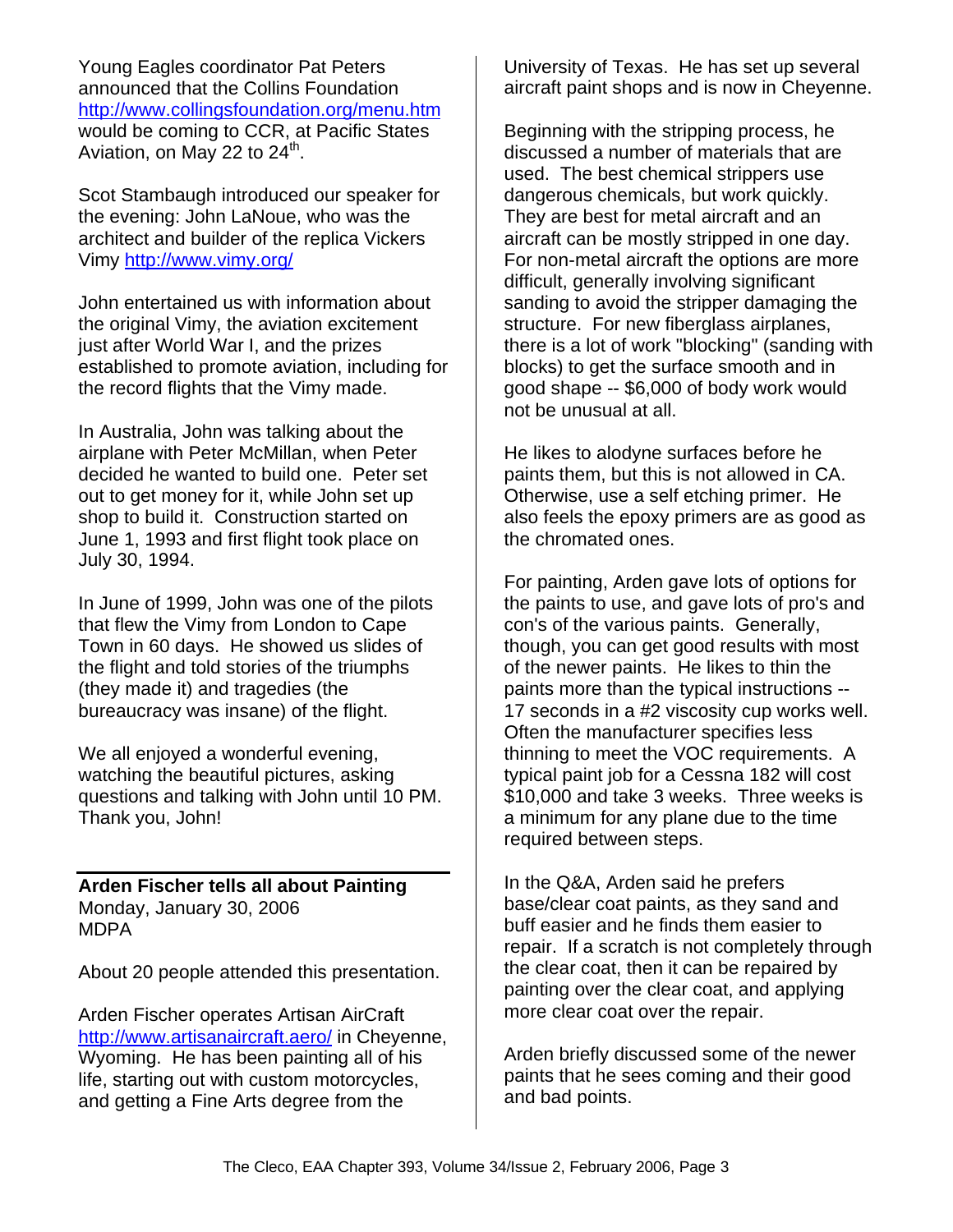Young Eagles coordinator Pat Peters announced that the Collins Foundation http://www.collingsfoundation.org/menu.htm would be coming to CCR, at Pacific States Aviation, on May 22 to 24th.

Scot Stambaugh introduced our speaker for the evening: John LaNoue, who was the architect and builder of the replica Vickers Vimy http://www.vimy.org/

John entertained us with information about the original Vimy, the aviation excitement just after World War I, and the prizes established to promote aviation, including for the record flights that the Vimy made.

In Australia, John was talking about the airplane with Peter McMillan, when Peter decided he wanted to build one. Peter set out to get money for it, while John set up shop to build it. Construction started on June 1, 1993 and first flight took place on July 30, 1994.

In June of 1999, John was one of the pilots that flew the Vimy from London to Cape Town in 60 days. He showed us slides of the flight and told stories of the triumphs (they made it) and tragedies (the bureaucracy was insane) of the flight.

We all enjoyed a wonderful evening, watching the beautiful pictures, asking questions and talking with John until 10 PM. Thank you, John!

---

**Arden Fischer tells all about Painting**
Monday, January 30, 2006
MDPA

About 20 people attended this presentation.

Arden Fischer operates Artisan AirCraft http://www.artisanaircraft.aero/ in Cheyenne, Wyoming. He has been painting all of his life, starting out with custom motorcycles, and getting a Fine Arts degree from the University of Texas. He has set up several aircraft paint shops and is now in Cheyenne.

Beginning with the stripping process, he discussed a number of materials that are used. The best chemical strippers use dangerous chemicals, but work quickly. They are best for metal aircraft and an aircraft can be mostly stripped in one day. For non-metal aircraft the options are more difficult, generally involving significant sanding to avoid the stripper damaging the structure. For new fiberglass airplanes, there is a lot of work "blocking" (sanding with blocks) to get the surface smooth and in good shape -- $6,000 of body work would not be unusual at all.

He likes to alodyne surfaces before he paints them, but this is not allowed in CA. Otherwise, use a self etching primer. He also feels the epoxy primers are as good as the chromated ones.

For painting, Arden gave lots of options for the paints to use, and gave lots of pro's and con's of the various paints. Generally, though, you can get good results with most of the newer paints. He likes to thin the paints more than the typical instructions -- 17 seconds in a #2 viscosity cup works well. Often the manufacturer specifies less thinning to meet the VOC requirements. A typical paint job for a Cessna 182 will cost $10,000 and take 3 weeks. Three weeks is a minimum for any plane due to the time required between steps.

In the Q&A, Arden said he prefers base/clear coat paints, as they sand and buff easier and he finds them easier to repair. If a scratch is not completely through the clear coat, then it can be repaired by painting over the clear coat, and applying more clear coat over the repair.

Arden briefly discussed some of the newer paints that he sees coming and their good and bad points.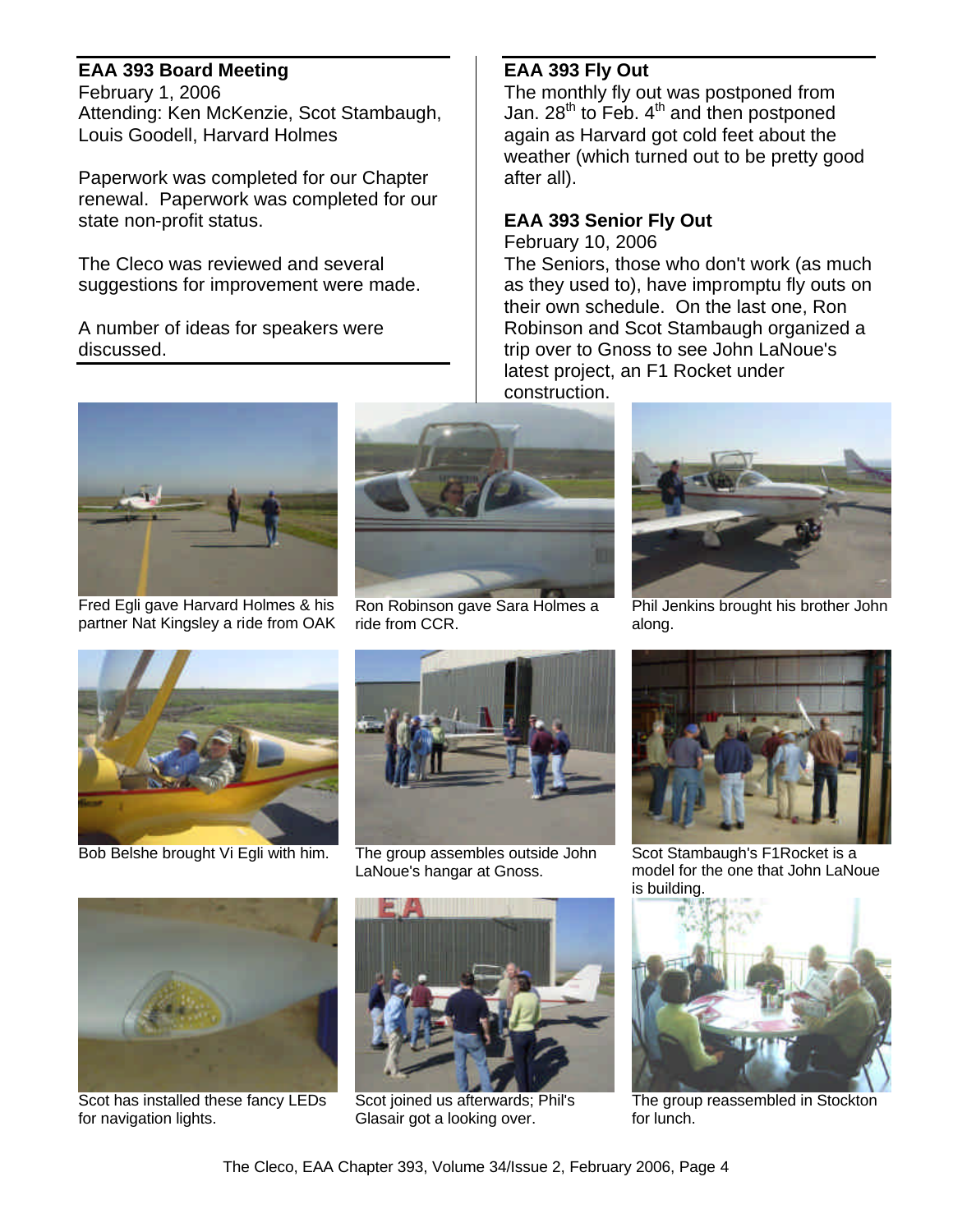## EAA 393 Board Meeting

February 1, 2006
Attending: Ken McKenzie, Scot Stambaugh, Louis Goodell, Harvard Holmes

Paperwork was completed for our Chapter renewal. Paperwork was completed for our state non-profit status.

The Cleco was reviewed and several suggestions for improvement were made.

A number of ideas for speakers were discussed.

## EAA 393 Fly Out

The monthly fly out was postponed from Jan. 28th to Feb. 4th and then postponed again as Harvard got cold feet about the weather (which turned out to be pretty good after all).

## EAA 393 Senior Fly Out

February 10, 2006
The Seniors, those who don't work (as much as they used to), have impromptu fly outs on their own schedule. On the last one, Ron Robinson and Scot Stambaugh organized a trip over to Gnoss to see John LaNoue's latest project, an F1 Rocket under construction.

Fred Egli gave Harvard Holmes & his partner Nat Kingsley a ride from OAK

Ron Robinson gave Sara Holmes a ride from CCR.

Phil Jenkins brought his brother John along.

Bob Belshe brought Vi Egli with him.

The group assembles outside John LaNoue's hangar at Gnoss.

Scot Stambaugh's F1Rocket is a model for the one that John LaNoue is building.

Scot has installed these fancy LEDs for navigation lights.

Scot joined us afterwards; Phil's Glasair got a looking over.

The group reassembled in Stockton for lunch.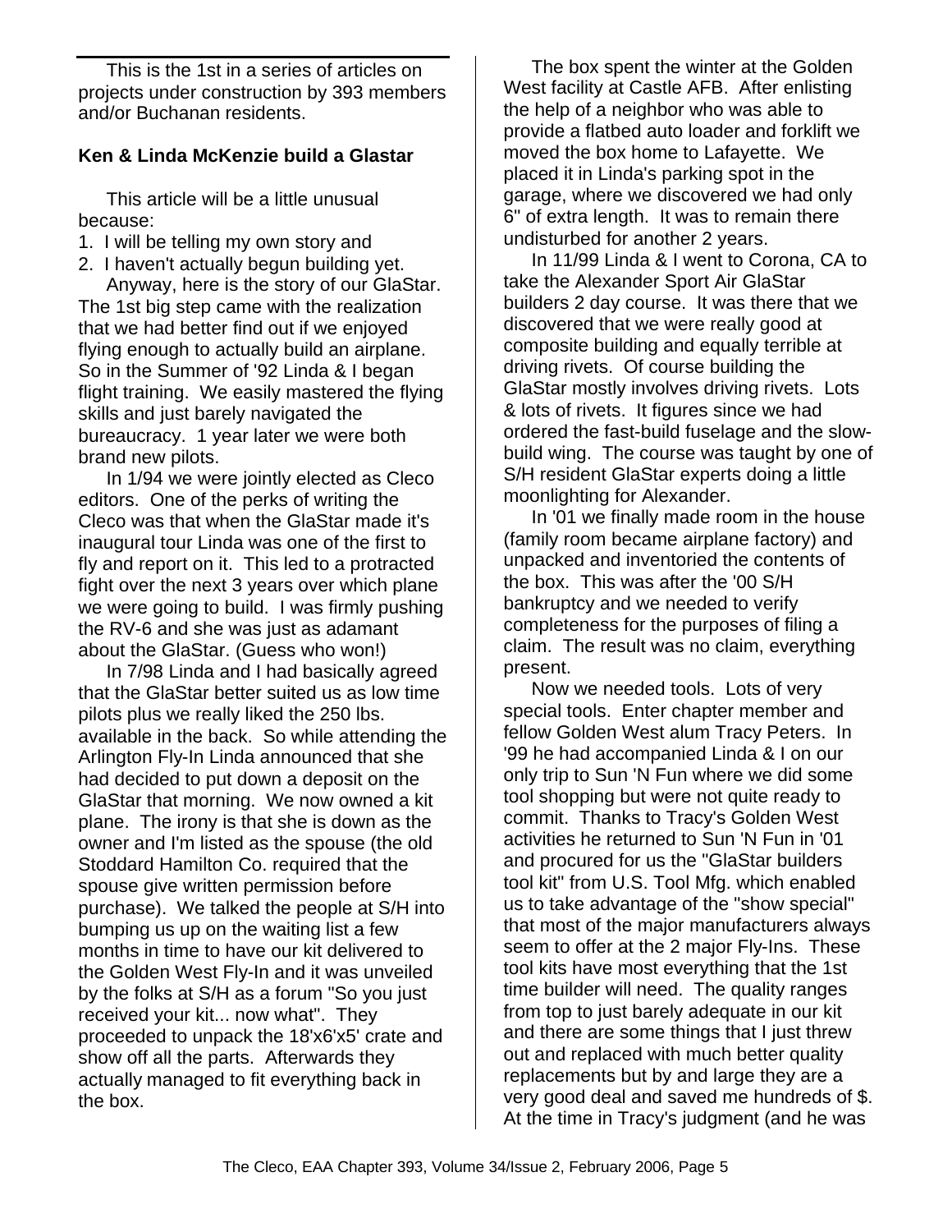This is the 1st in a series of articles on projects under construction by 393 members and/or Buchanan residents.

**Ken & Linda McKenzie build a Glastar**

This article will be a little unusual because:

1. I will be telling my own story and
2. I haven't actually begun building yet.

Anyway, here is the story of our GlaStar. The 1st big step came with the realization that we had better find out if we enjoyed flying enough to actually build an airplane. So in the Summer of '92 Linda & I began flight training. We easily mastered the flying skills and just barely navigated the bureaucracy. 1 year later we were both brand new pilots.

In 1/94 we were jointly elected as Cleco editors. One of the perks of writing the Cleco was that when the GlaStar made it's inaugural tour Linda was one of the first to fly and report on it. This led to a protracted fight over the next 3 years over which plane we were going to build. I was firmly pushing the RV-6 and she was just as adamant about the GlaStar. (Guess who won!)

In 7/98 Linda and I had basically agreed that the GlaStar better suited us as low time pilots plus we really liked the 250 lbs. available in the back. So while attending the Arlington Fly-In Linda announced that she had decided to put down a deposit on the GlaStar that morning. We now owned a kit plane. The irony is that she is down as the owner and I'm listed as the spouse (the old Stoddard Hamilton Co. required that the spouse give written permission before purchase). We talked the people at S/H into bumping us up on the waiting list a few months in time to have our kit delivered to the Golden West Fly-In and it was unveiled by the folks at S/H as a forum "So you just received your kit... now what". They proceeded to unpack the 18'x6'x5' crate and show off all the parts. Afterwards they actually managed to fit everything back in the box.

The box spent the winter at the Golden West facility at Castle AFB. After enlisting the help of a neighbor who was able to provide a flatbed auto loader and forklift we moved the box home to Lafayette. We placed it in Linda's parking spot in the garage, where we discovered we had only 6" of extra length. It was to remain there undisturbed for another 2 years.

In 11/99 Linda & I went to Corona, CA to take the Alexander Sport Air GlaStar builders 2 day course. It was there that we discovered that we were really good at composite building and equally terrible at driving rivets. Of course building the GlaStar mostly involves driving rivets. Lots & lots of rivets. It figures since we had ordered the fast-build fuselage and the slow-build wing. The course was taught by one of S/H resident GlaStar experts doing a little moonlighting for Alexander.

In '01 we finally made room in the house (family room became airplane factory) and unpacked and inventoried the contents of the box. This was after the '00 S/H bankruptcy and we needed to verify completeness for the purposes of filing a claim. The result was no claim, everything present.

Now we needed tools. Lots of very special tools. Enter chapter member and fellow Golden West alum Tracy Peters. In '99 he had accompanied Linda & I on our only trip to Sun 'N Fun where we did some tool shopping but were not quite ready to commit. Thanks to Tracy's Golden West activities he returned to Sun 'N Fun in '01 and procured for us the "GlaStar builders tool kit" from U.S. Tool Mfg. which enabled us to take advantage of the "show special" that most of the major manufacturers always seem to offer at the 2 major Fly-Ins. These tool kits have most everything that the 1st time builder will need. The quality ranges from top to just barely adequate in our kit and there are some things that I just threw out and replaced with much better quality replacements but by and large they are a very good deal and saved me hundreds of $. At the time in Tracy's judgment (and he was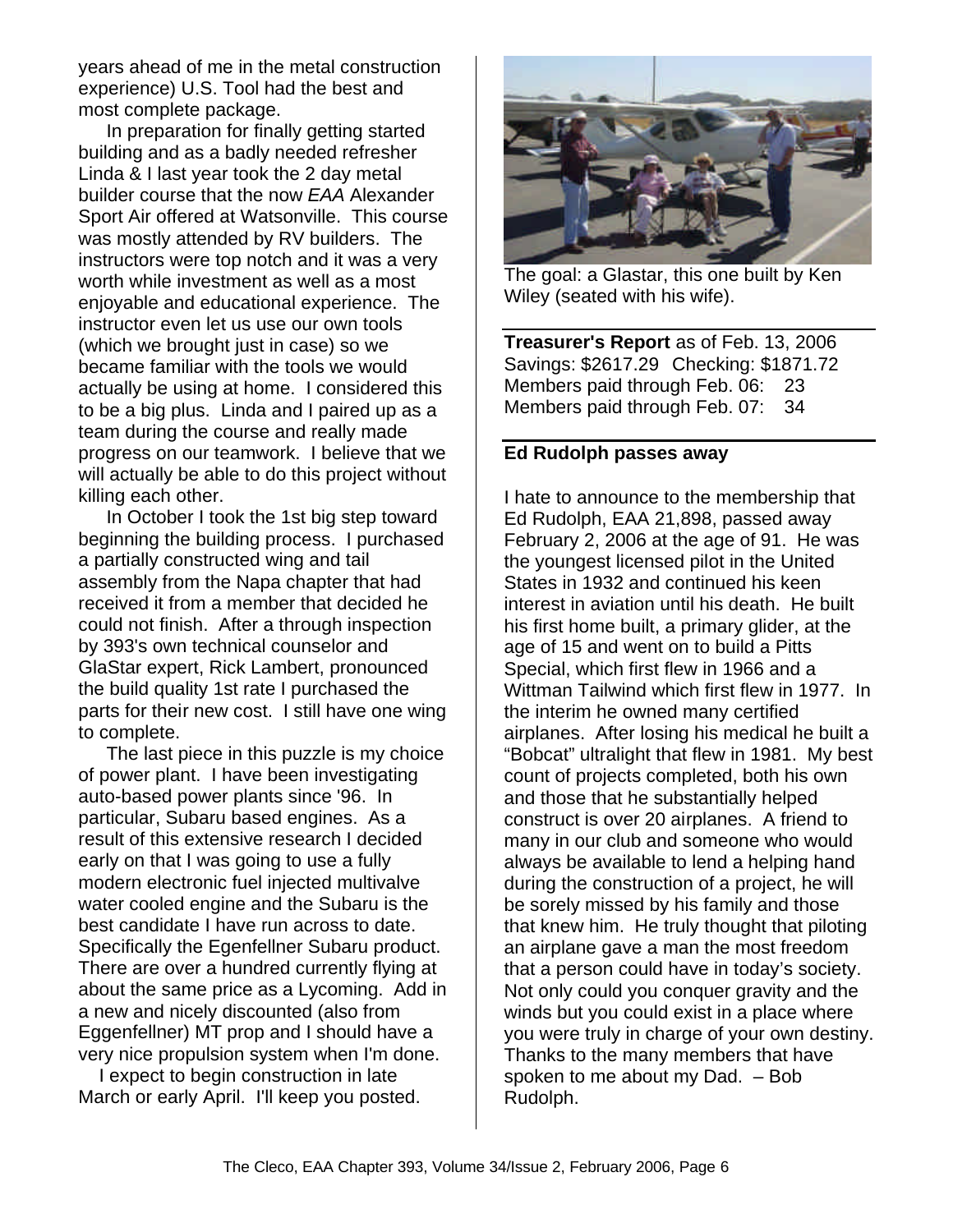years ahead of me in the metal construction experience) U.S. Tool had the best and most complete package.

In preparation for finally getting started building and as a badly needed refresher Linda & I last year took the 2 day metal builder course that the now *EAA* Alexander Sport Air offered at Watsonville. This course was mostly attended by RV builders. The instructors were top notch and it was a very worth while investment as well as a most enjoyable and educational experience. The instructor even let us use our own tools (which we brought just in case) so we became familiar with the tools we would actually be using at home. I considered this to be a big plus. Linda and I paired up as a team during the course and really made progress on our teamwork. I believe that we will actually be able to do this project without killing each other.

In October I took the 1st big step toward beginning the building process. I purchased a partially constructed wing and tail assembly from the Napa chapter that had received it from a member that decided he could not finish. After a through inspection by 393's own technical counselor and GlaStar expert, Rick Lambert, pronounced the build quality 1st rate I purchased the parts for their new cost. I still have one wing to complete.

The last piece in this puzzle is my choice of power plant. I have been investigating auto-based power plants since '96. In particular, Subaru based engines. As a result of this extensive research I decided early on that I was going to use a fully modern electronic fuel injected multivalve water cooled engine and the Subaru is the best candidate I have run across to date. Specifically the Egenfellner Subaru product. There are over a hundred currently flying at about the same price as a Lycoming. Add in a new and nicely discounted (also from Eggenfellner) MT prop and I should have a very nice propulsion system when I'm done.

I expect to begin construction in late March or early April. I'll keep you posted.

The goal: a Glastar, this one built by Ken Wiley (seated with his wife).

**Treasurer's Report** as of Feb. 13, 2006
Savings: $2617.29 Checking: $1871.72
Members paid through Feb. 06: 23
Members paid through Feb. 07: 34

## Ed Rudolph passes away

I hate to announce to the membership that Ed Rudolph, EAA 21,898, passed away February 2, 2006 at the age of 91. He was the youngest licensed pilot in the United States in 1932 and continued his keen interest in aviation until his death. He built his first home built, a primary glider, at the age of 15 and went on to build a Pitts Special, which first flew in 1966 and a Wittman Tailwind which first flew in 1977. In the interim he owned many certified airplanes. After losing his medical he built a "Bobcat" ultralight that flew in 1981. My best count of projects completed, both his own and those that he substantially helped construct is over 20 airplanes. A friend to many in our club and someone who would always be available to lend a helping hand during the construction of a project, he will be sorely missed by his family and those that knew him. He truly thought that piloting an airplane gave a man the most freedom that a person could have in today's society. Not only could you conquer gravity and the winds but you could exist in a place where you were truly in charge of your own destiny. Thanks to the many members that have spoken to me about my Dad. – Bob Rudolph.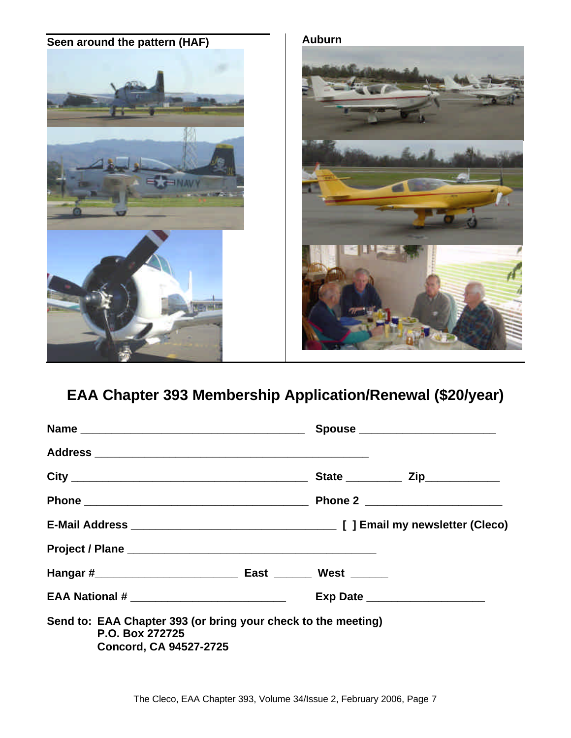**Seen around the pattern (HAF)**

**Auburn**

## EAA Chapter 393 Membership Application/Renewal ($20/year)

**Name** ____________________________________ **Spouse** ______________________

**Address** ____________________________________________

**City** ______________________________________ **State** _________ **Zip**____________

**Phone** ____________________________________ **Phone 2** ______________________

**E-Mail Address** _________________________________ **[ ] Email my newsletter (Cleco)**

**Project / Plane** ________________________________________

**Hangar #**______________________ **East** ______ **West** ______

**EAA National #** _________________________ **Exp Date** ___________________

**Send to: EAA Chapter 393 (or bring your check to the meeting)**
**P.O. Box 272725**
**Concord, CA 94527-2725**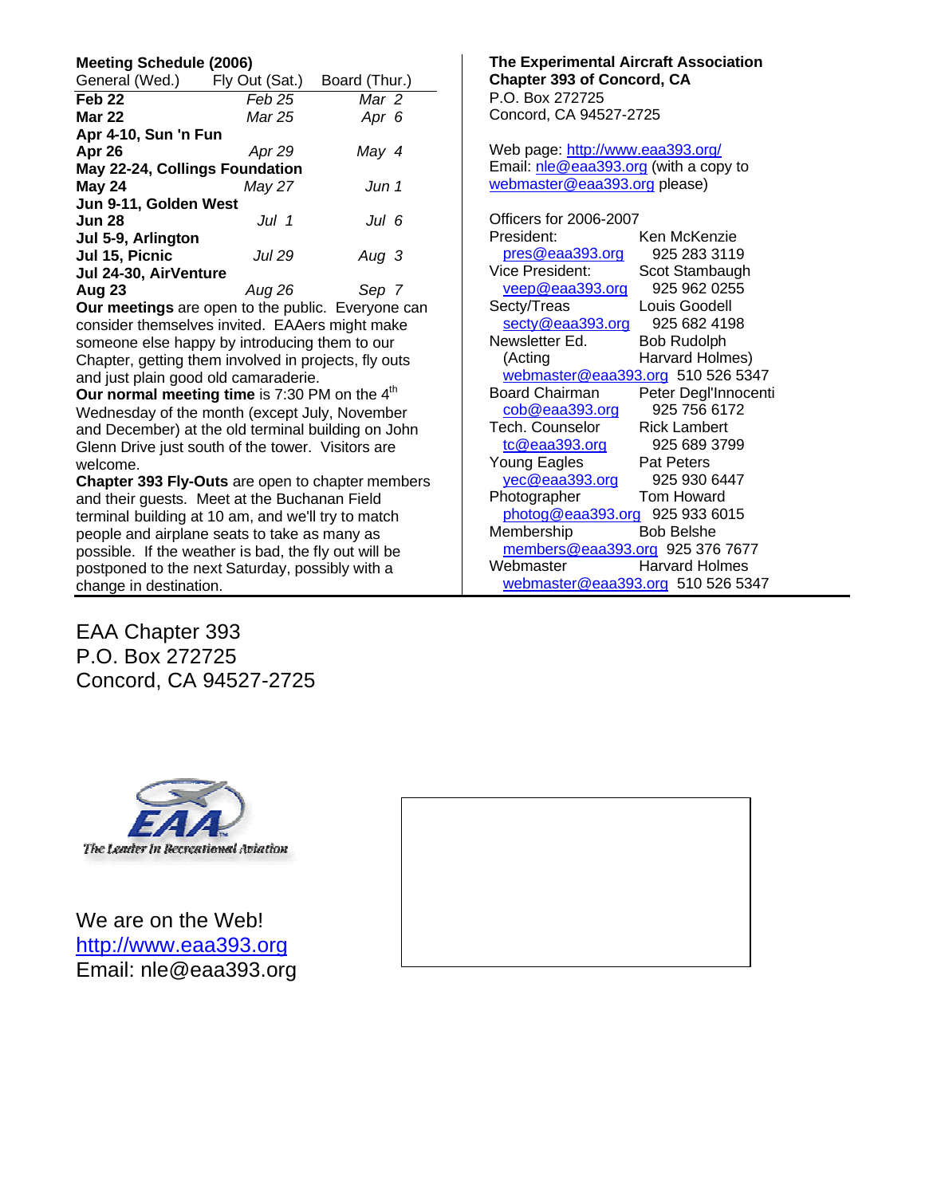**Meeting Schedule (2006)**

| General (Wed.) | Fly Out (Sat.) | Board (Thur.) |
|---|---|---|
| **Feb 22** | *Feb 25* | *Mar 2* |
| **Mar 22** | *Mar 25* | *Apr 6* |
| **Apr 4-10, Sun 'n Fun** | | |
| **Apr 26** | *Apr 29* | *May 4* |
| **May 22-24, Collings Foundation** | | |
| **May 24** | *May 27* | *Jun 1* |
| **Jun 9-11, Golden West** | | |
| **Jun 28** | *Jul 1* | *Jul 6* |
| **Jul 5-9, Arlington** | | |
| **Jul 15, Picnic** | *Jul 29* | *Aug 3* |
| **Jul 24-30, AirVenture** | | |
| **Aug 23** | *Aug 26* | *Sep 7* |

**Our meetings** are open to the public. Everyone can consider themselves invited. EAAers might make someone else happy by introducing them to our Chapter, getting them involved in projects, fly outs and just plain good old camaraderie.

**Our normal meeting time** is 7:30 PM on the 4th Wednesday of the month (except July, November and December) at the old terminal building on John Glenn Drive just south of the tower. Visitors are welcome.

**Chapter 393 Fly-Outs** are open to chapter members and their guests. Meet at the Buchanan Field terminal building at 10 am, and we'll try to match people and airplane seats to take as many as possible. If the weather is bad, the fly out will be postponed to the next Saturday, possibly with a change in destination.

**The Experimental Aircraft Association**
**Chapter 393 of Concord, CA**
P.O. Box 272725
Concord, CA 94527-2725

Web page: http://www.eaa393.org/
Email: nle@eaa393.org (with a copy to webmaster@eaa393.org please)

Officers for 2006-2007

| | | |
|---|---|---|
| President: | Ken McKenzie | |
| pres@eaa393.org | 925 283 3119 | |
| Vice President: | Scot Stambaugh | |
| veep@eaa393.org | 925 962 0255 | |
| Secty/Treas | Louis Goodell | |
| secty@eaa393.org | 925 682 4198 | |
| Newsletter Ed. | Bob Rudolph | |
| (Acting | Harvard Holmes) | |
| webmaster@eaa393.org | 510 526 5347 | |
| Board Chairman | Peter Degl'Innocenti | |
| cob@eaa393.org | 925 756 6172 | |
| Tech. Counselor | Rick Lambert | |
| tc@eaa393.org | 925 689 3799 | |
| Young Eagles | Pat Peters | |
| yec@eaa393.org | 925 930 6447 | |
| Photographer | Tom Howard | |
| photog@eaa393.org | 925 933 6015 | |
| Membership | Bob Belshe | |
| members@eaa393.org | 925 376 7677 | |
| Webmaster | Harvard Holmes | |
| webmaster@eaa393.org | 510 526 5347 | |

EAA Chapter 393
P.O. Box 272725
Concord, CA 94527-2725

EAA
The Leader In Recreational Aviation

We are on the Web!
http://www.eaa393.org
Email: nle@eaa393.org